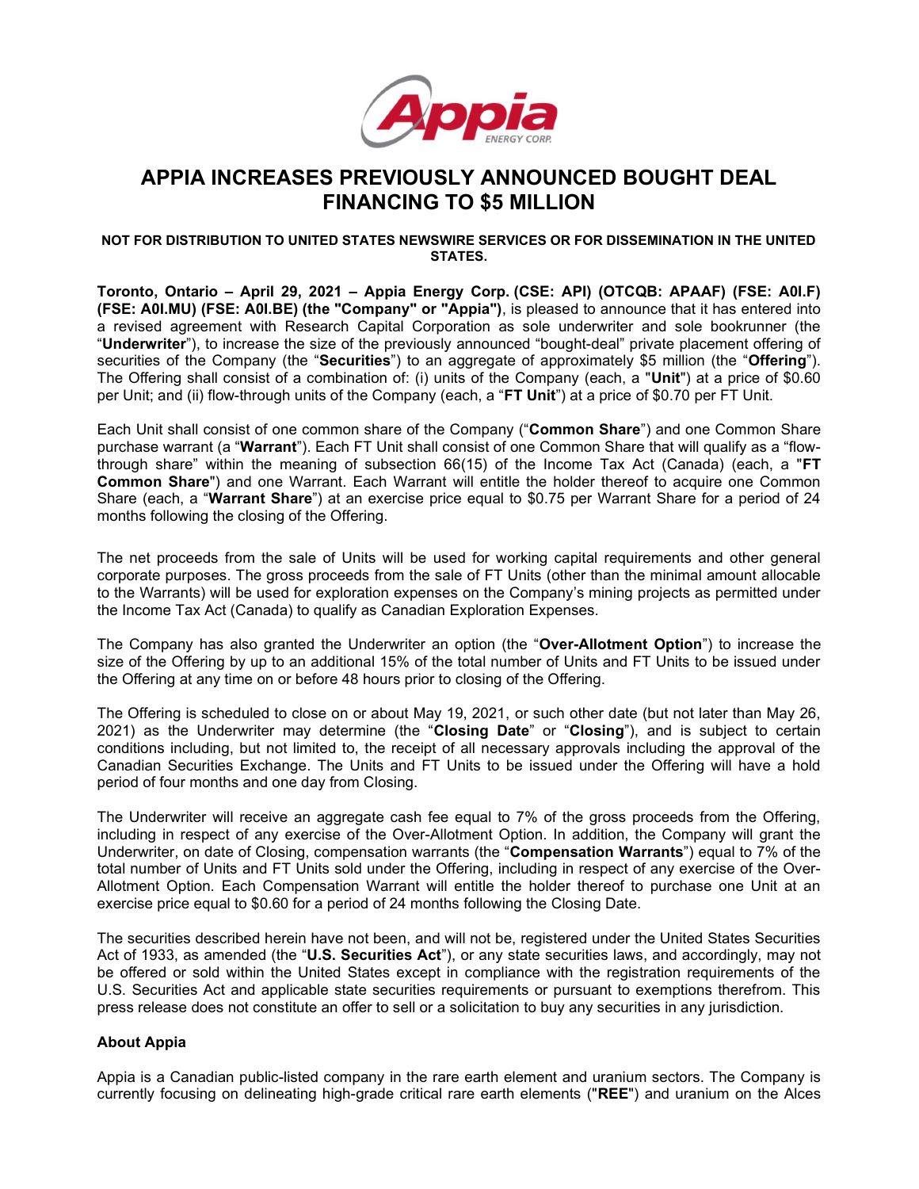# APPIA INCREASES PREVIOUSLY ANNOUNCED BOUGHT DEAL FINANCING TO $5 MILLION

**NOT FOR DISTRIBUTION TO UNITED STATES NEWSWIRE SERVICES OR FOR DISSEMINATION IN THE UNITED STATES.**

**Toronto, Ontario – April 29, 2021 – Appia Energy Corp. (CSE: API) (OTCQB: APAAF) (FSE: A0I.F) (FSE: A0I.MU) (FSE: A0I.BE) (the "Company" or "Appia")**, is pleased to announce that it has entered into a revised agreement with Research Capital Corporation as sole underwriter and sole bookrunner (the "**Underwriter**"), to increase the size of the previously announced "bought-deal" private placement offering of securities of the Company (the "**Securities**") to an aggregate of approximately $5 million (the "**Offering**"). The Offering shall consist of a combination of: (i) units of the Company (each, a "**Unit**") at a price of $0.60 per Unit; and (ii) flow-through units of the Company (each, a "**FT Unit**") at a price of $0.70 per FT Unit.

Each Unit shall consist of one common share of the Company ("**Common Share**") and one Common Share purchase warrant (a "**Warrant**"). Each FT Unit shall consist of one Common Share that will qualify as a "flow-through share" within the meaning of subsection 66(15) of the Income Tax Act (Canada) (each, a "**FT Common Share**") and one Warrant. Each Warrant will entitle the holder thereof to acquire one Common Share (each, a "**Warrant Share**") at an exercise price equal to $0.75 per Warrant Share for a period of 24 months following the closing of the Offering.

The net proceeds from the sale of Units will be used for working capital requirements and other general corporate purposes. The gross proceeds from the sale of FT Units (other than the minimal amount allocable to the Warrants) will be used for exploration expenses on the Company's mining projects as permitted under the Income Tax Act (Canada) to qualify as Canadian Exploration Expenses.

The Company has also granted the Underwriter an option (the "**Over-Allotment Option**") to increase the size of the Offering by up to an additional 15% of the total number of Units and FT Units to be issued under the Offering at any time on or before 48 hours prior to closing of the Offering.

The Offering is scheduled to close on or about May 19, 2021, or such other date (but not later than May 26, 2021) as the Underwriter may determine (the "**Closing Date**" or "**Closing**"), and is subject to certain conditions including, but not limited to, the receipt of all necessary approvals including the approval of the Canadian Securities Exchange. The Units and FT Units to be issued under the Offering will have a hold period of four months and one day from Closing.

The Underwriter will receive an aggregate cash fee equal to 7% of the gross proceeds from the Offering, including in respect of any exercise of the Over-Allotment Option. In addition, the Company will grant the Underwriter, on date of Closing, compensation warrants (the "**Compensation Warrants**") equal to 7% of the total number of Units and FT Units sold under the Offering, including in respect of any exercise of the Over-Allotment Option. Each Compensation Warrant will entitle the holder thereof to purchase one Unit at an exercise price equal to $0.60 for a period of 24 months following the Closing Date.

The securities described herein have not been, and will not be, registered under the United States Securities Act of 1933, as amended (the "**U.S. Securities Act**"), or any state securities laws, and accordingly, may not be offered or sold within the United States except in compliance with the registration requirements of the U.S. Securities Act and applicable state securities requirements or pursuant to exemptions therefrom. This press release does not constitute an offer to sell or a solicitation to buy any securities in any jurisdiction.

**About Appia**

Appia is a Canadian public-listed company in the rare earth element and uranium sectors. The Company is currently focusing on delineating high-grade critical rare earth elements ("**REE**") and uranium on the Alces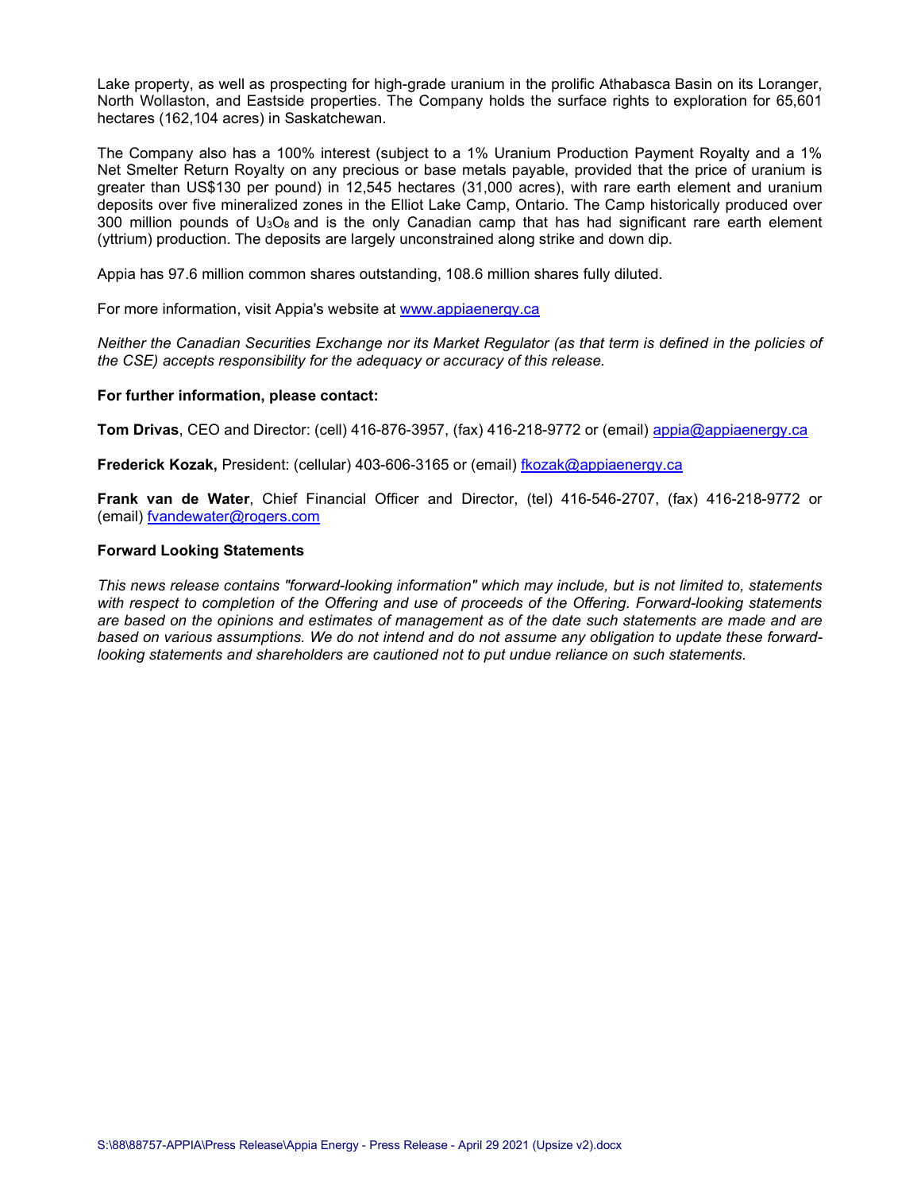Lake property, as well as prospecting for high-grade uranium in the prolific Athabasca Basin on its Loranger, North Wollaston, and Eastside properties. The Company holds the surface rights to exploration for 65,601 hectares (162,104 acres) in Saskatchewan.

The Company also has a 100% interest (subject to a 1% Uranium Production Payment Royalty and a 1% Net Smelter Return Royalty on any precious or base metals payable, provided that the price of uranium is greater than US$130 per pound) in 12,545 hectares (31,000 acres), with rare earth element and uranium deposits over five mineralized zones in the Elliot Lake Camp, Ontario. The Camp historically produced over 300 million pounds of $U_3O_8$ and is the only Canadian camp that has had significant rare earth element (yttrium) production. The deposits are largely unconstrained along strike and down dip.

Appia has 97.6 million common shares outstanding, 108.6 million shares fully diluted.

For more information, visit Appia's website at www.appiaenergy.ca

*Neither the Canadian Securities Exchange nor its Market Regulator (as that term is defined in the policies of the CSE) accepts responsibility for the adequacy or accuracy of this release.*

**For further information, please contact:**

**Tom Drivas**, CEO and Director: (cell) 416-876-3957, (fax) 416-218-9772 or (email) appia@appiaenergy.ca

**Frederick Kozak,** President: (cellular) 403-606-3165 or (email) fkozak@appiaenergy.ca

**Frank van de Water**, Chief Financial Officer and Director, (tel) 416-546-2707, (fax) 416-218-9772 or (email) fvandewater@rogers.com

**Forward Looking Statements**

*This news release contains "forward-looking information" which may include, but is not limited to, statements with respect to completion of the Offering and use of proceeds of the Offering. Forward-looking statements are based on the opinions and estimates of management as of the date such statements are made and are based on various assumptions. We do not intend and do not assume any obligation to update these forward-looking statements and shareholders are cautioned not to put undue reliance on such statements.*